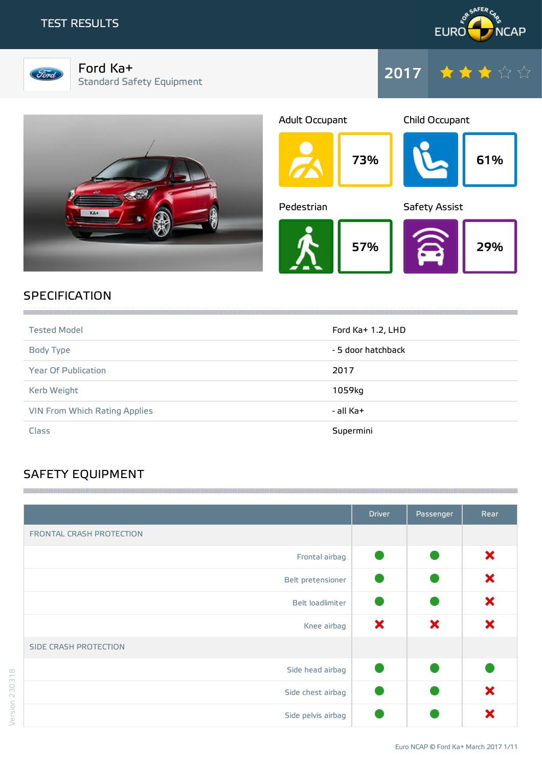# TEST RESULTS

## Ford Ka+
Standard Safety Equipment

2017 — 3 stars

| Adult Occupant | Child Occupant | Pedestrian | Safety Assist |
|---|---|---|---|
| 73% | 61% | 57% | 29% |

## SPECIFICATION

| | |
|---|---|
| Tested Model | Ford Ka+ 1.2, LHD |
| Body Type | - 5 door hatchback |
| Year Of Publication | 2017 |
| Kerb Weight | 1059kg |
| VIN From Which Rating Applies | - all Ka+ |
| Class | Supermini |

## SAFETY EQUIPMENT

| | Driver | Passenger | Rear |
|---|---|---|---|
| FRONTAL CRASH PROTECTION | | | |
| Frontal airbag | ● | ● | ✖ |
| Belt pretensioner | ● | ● | ✖ |
| Belt loadlimiter | ● | ● | ✖ |
| Knee airbag | ✖ | ✖ | ✖ |
| SIDE CRASH PROTECTION | | | |
| Side head airbag | ● | ● | ● |
| Side chest airbag | ● | ● | ✖ |
| Side pelvis airbag | ● | ● | ✖ |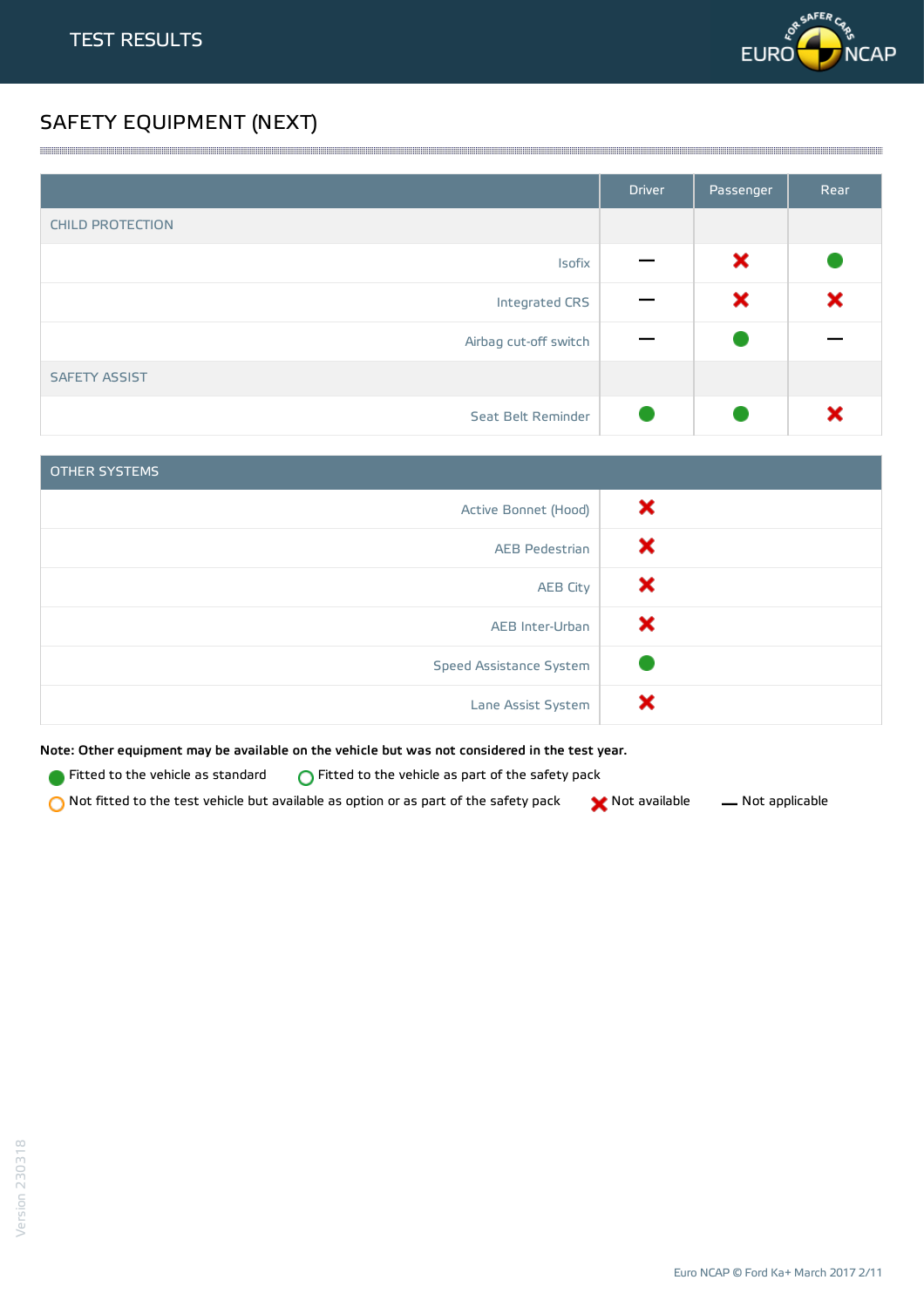TEST RESULTS

# SAFETY EQUIPMENT (NEXT)

| | Driver | Passenger | Rear |
|---|---|---|---|
| CHILD PROTECTION | | | |
| Isofix | — | ✗ | ● |
| Integrated CRS | — | ✗ | ✗ |
| Airbag cut-off switch | — | ● | — |
| SAFETY ASSIST | | | |
| Seat Belt Reminder | ● | ● | ✗ |

| OTHER SYSTEMS | |
|---|---|
| Active Bonnet (Hood) | ✗ |
| AEB Pedestrian | ✗ |
| AEB City | ✗ |
| AEB Inter-Urban | ✗ |
| Speed Assistance System | ● |
| Lane Assist System | ✗ |

**Note: Other equipment may be available on the vehicle but was not considered in the test year.**

● Fitted to the vehicle as standard  ○ Fitted to the vehicle as part of the safety pack

○ Not fitted to the test vehicle but available as option or as part of the safety pack  ✗ Not available  — Not applicable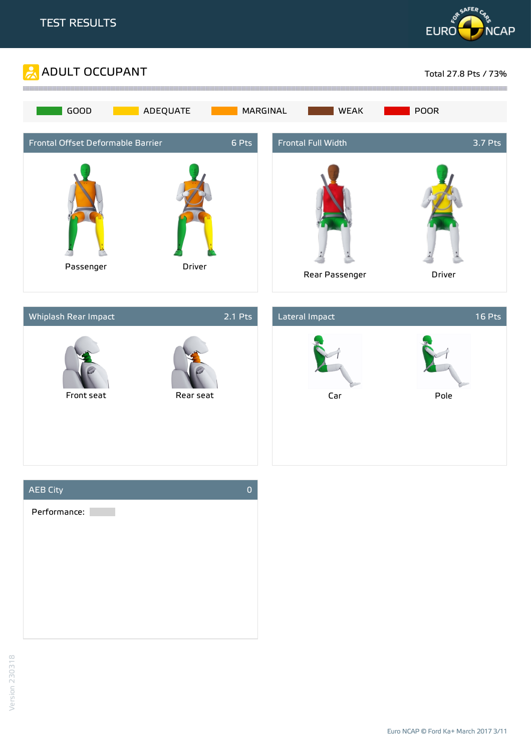# TEST RESULTS

## ADULT OCCUPANT

Total 27.8 Pts / 73%

GOOD | ADEQUATE | MARGINAL | WEAK | POOR

### Frontal Offset Deformable Barrier — 6 Pts

Passenger | Driver

### Frontal Full Width — 3.7 Pts

Rear Passenger | Driver

### Whiplash Rear Impact — 2.1 Pts

Front seat | Rear seat

### Lateral Impact — 16 Pts

Car | Pole

### AEB City — 0

Performance: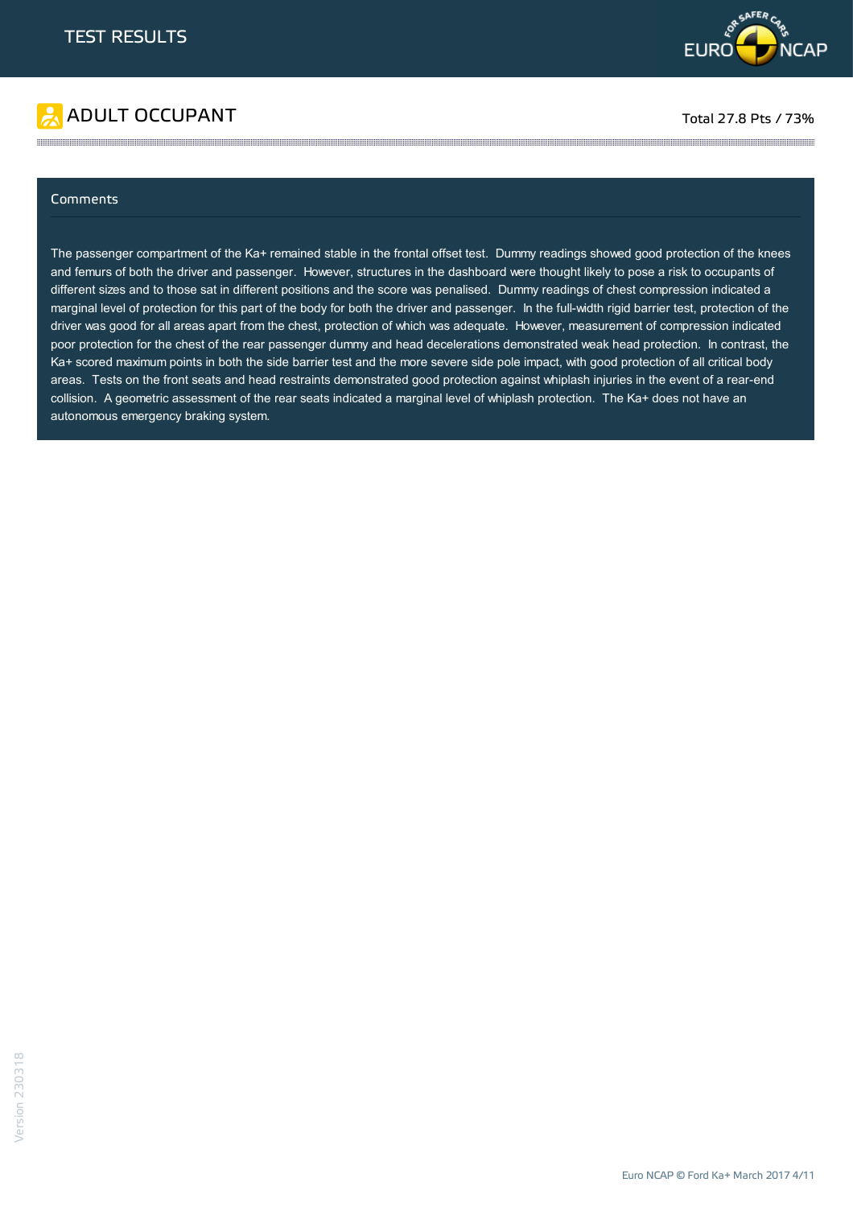# TEST RESULTS

## ADULT OCCUPANT

Total 27.8 Pts / 73%

### Comments

The passenger compartment of the Ka+ remained stable in the frontal offset test. Dummy readings showed good protection of the knees and femurs of both the driver and passenger. However, structures in the dashboard were thought likely to pose a risk to occupants of different sizes and to those sat in different positions and the score was penalised. Dummy readings of chest compression indicated a marginal level of protection for this part of the body for both the driver and passenger. In the full-width rigid barrier test, protection of the driver was good for all areas apart from the chest, protection of which was adequate. However, measurement of compression indicated poor protection for the chest of the rear passenger dummy and head decelerations demonstrated weak head protection. In contrast, the Ka+ scored maximum points in both the side barrier test and the more severe side pole impact, with good protection of all critical body areas. Tests on the front seats and head restraints demonstrated good protection against whiplash injuries in the event of a rear-end collision. A geometric assessment of the rear seats indicated a marginal level of whiplash protection. The Ka+ does not have an autonomous emergency braking system.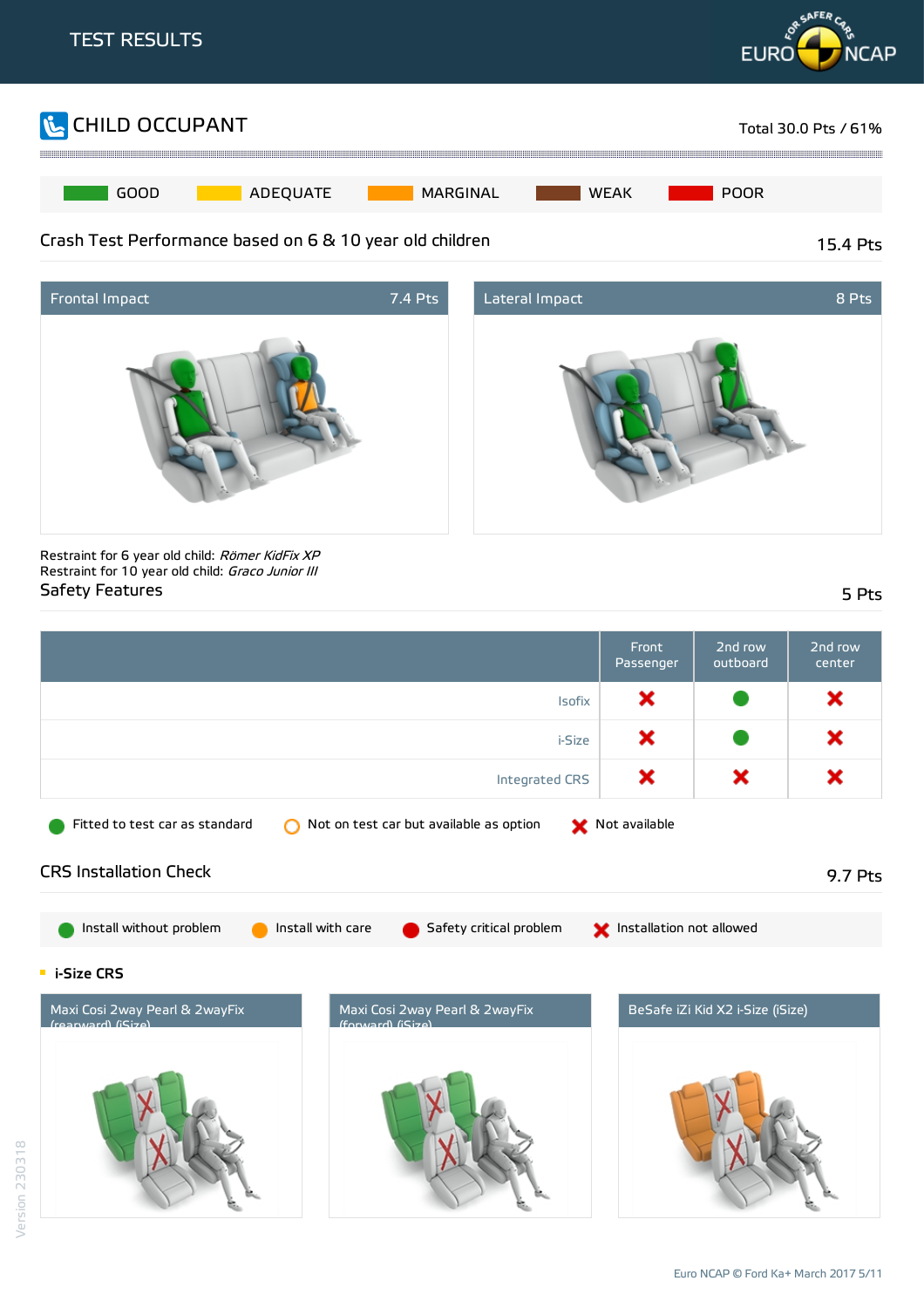# TEST RESULTS

## CHILD OCCUPANT

Total 30.0 Pts / 61%

GOOD | ADEQUATE | MARGINAL | WEAK | POOR

### Crash Test Performance based on 6 & 10 year old children

15.4 Pts

**Frontal Impact** 7.4 Pts

**Lateral Impact** 8 Pts

Restraint for 6 year old child: *Römer KidFix XP*
Restraint for 10 year old child: *Graco Junior III*

### Safety Features

5 Pts

| | Front Passenger | 2nd row outboard | 2nd row center |
|---|---|---|---|
| Isofix | Not available | Fitted to test car as standard | Not available |
| i-Size | Not available | Fitted to test car as standard | Not available |
| Integrated CRS | Not available | Not available | Not available |

Fitted to test car as standard | Not on test car but available as option | Not available

### CRS Installation Check

9.7 Pts

Install without problem | Install with care | Safety critical problem | Installation not allowed

**i-Size CRS**

- Maxi Cosi 2way Pearl & 2wayFix (rearward) (iSize)
- Maxi Cosi 2way Pearl & 2wayFix (forward) (iSize)
- BeSafe iZi Kid X2 i-Size (iSize)

Version 230318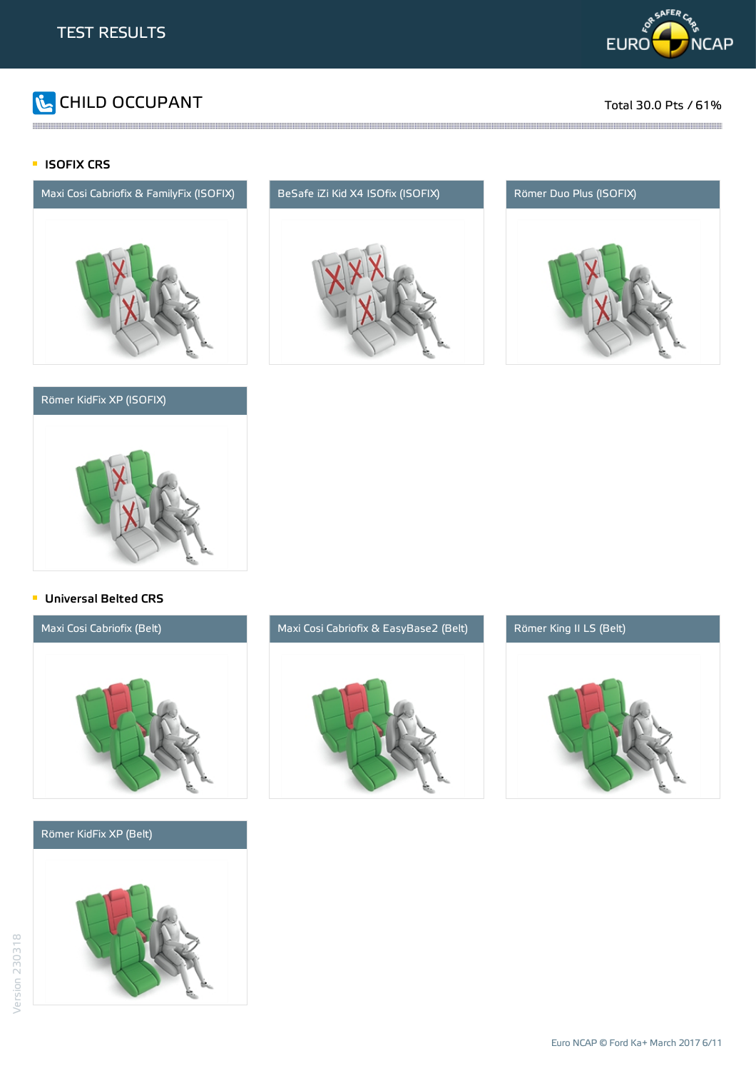# TEST RESULTS

## CHILD OCCUPANT

Total 30.0 Pts / 61%

### ISOFIX CRS

Maxi Cosi Cabriofix & FamilyFix (ISOFIX)

BeSafe iZi Kid X4 ISOfix (ISOFIX)

Römer Duo Plus (ISOFIX)

Römer KidFix XP (ISOFIX)

### Universal Belted CRS

Maxi Cosi Cabriofix (Belt)

Maxi Cosi Cabriofix & EasyBase2 (Belt)

Römer King II LS (Belt)

Römer KidFix XP (Belt)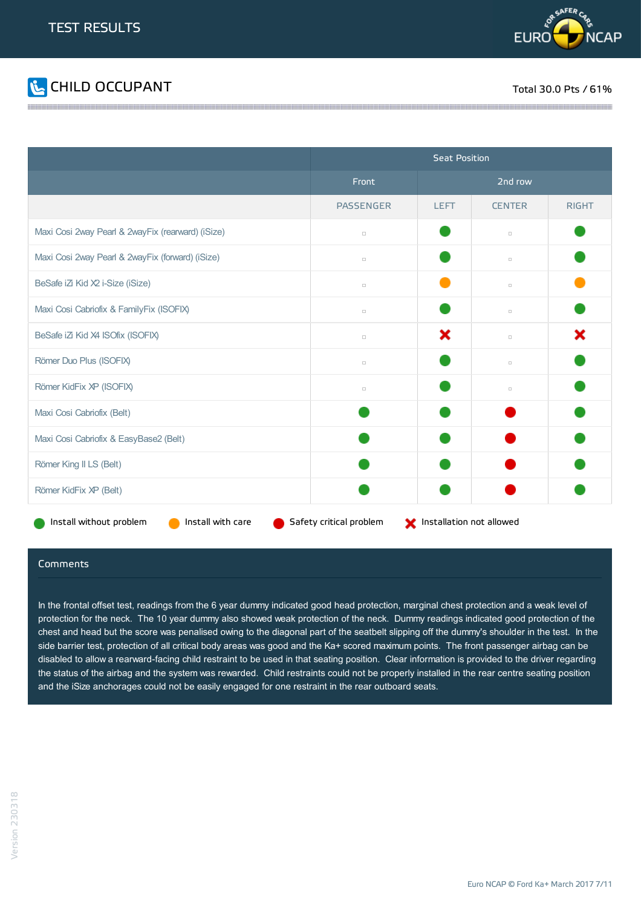# TEST RESULTS

## CHILD OCCUPANT

Total 30.0 Pts / 61%

| | Seat Position | | | |
|---|---|---|---|---|
| | Front | 2nd row | | |
| | PASSENGER | LEFT | CENTER | RIGHT |
| Maxi Cosi 2way Pearl & 2wayFix (rearward) (iSize) | ▫ | Install without problem | ▫ | Install without problem |
| Maxi Cosi 2way Pearl & 2wayFix (forward) (iSize) | ▫ | Install without problem | ▫ | Install without problem |
| BeSafe iZi Kid X2 i-Size (iSize) | ▫ | Install with care | ▫ | Install with care |
| Maxi Cosi Cabriofix & FamilyFix (ISOFIX) | ▫ | Install without problem | ▫ | Install without problem |
| BeSafe iZi Kid X4 ISOfix (ISOFIX) | ▫ | Installation not allowed | ▫ | Installation not allowed |
| Römer Duo Plus (ISOFIX) | ▫ | Install without problem | ▫ | Install without problem |
| Römer KidFix XP (ISOFIX) | ▫ | Install without problem | ▫ | Install without problem |
| Maxi Cosi Cabriofix (Belt) | Install without problem | Install without problem | Safety critical problem | Install without problem |
| Maxi Cosi Cabriofix & EasyBase2 (Belt) | Install without problem | Install without problem | Safety critical problem | Install without problem |
| Römer King II LS (Belt) | Install without problem | Install without problem | Safety critical problem | Install without problem |
| Römer KidFix XP (Belt) | Install without problem | Install without problem | Safety critical problem | Install without problem |

Legend: Install without problem · Install with care · Safety critical problem · Installation not allowed

### Comments

In the frontal offset test, readings from the 6 year dummy indicated good head protection, marginal chest protection and a weak level of protection for the neck. The 10 year dummy also showed weak protection of the neck. Dummy readings indicated good protection of the chest and head but the score was penalised owing to the diagonal part of the seatbelt slipping off the dummy's shoulder in the test. In the side barrier test, protection of all critical body areas was good and the Ka+ scored maximum points. The front passenger airbag can be disabled to allow a rearward-facing child restraint to be used in that seating position. Clear information is provided to the driver regarding the status of the airbag and the system was rewarded. Child restraints could not be properly installed in the rear centre seating position and the iSize anchorages could not be easily engaged for one restraint in the rear outboard seats.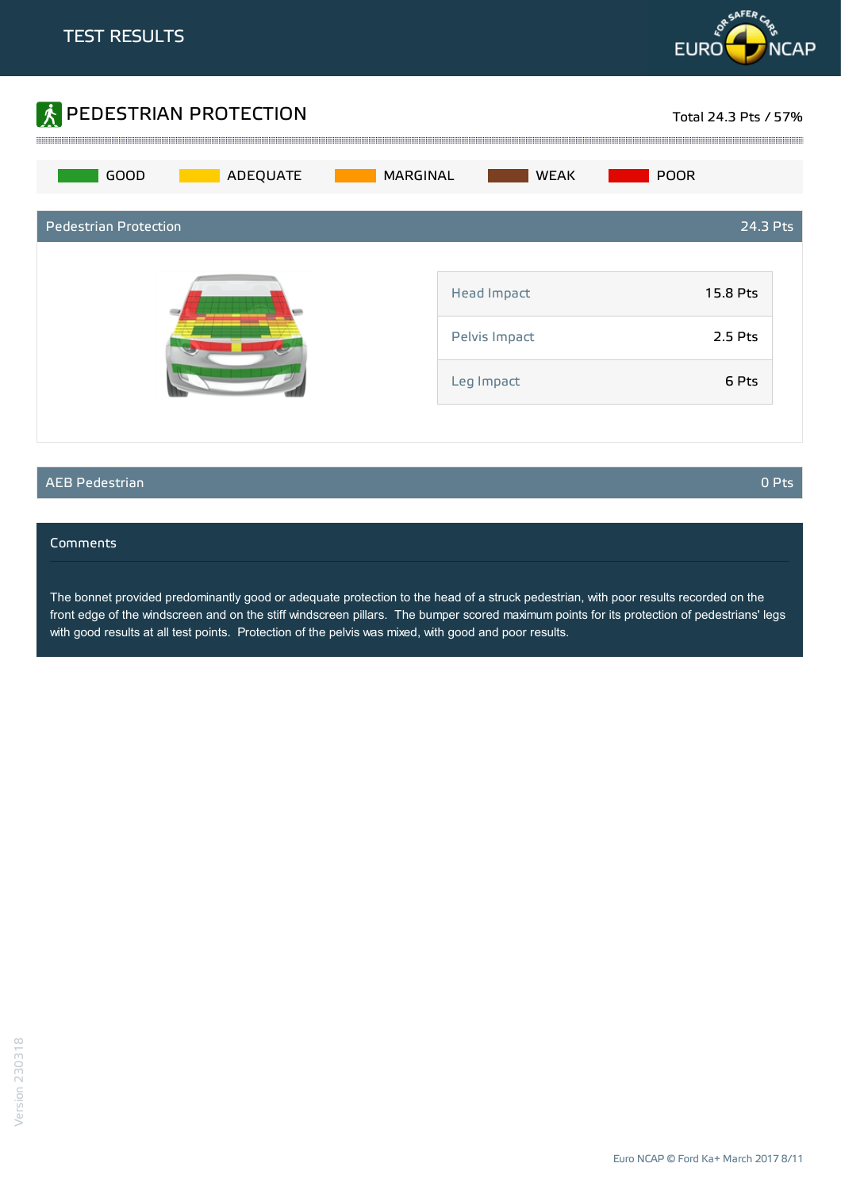# TEST RESULTS

## PEDESTRIAN PROTECTION

Total 24.3 Pts / 57%

GOOD | ADEQUATE | MARGINAL | WEAK | POOR

### Pedestrian Protection — 24.3 Pts

| | |
|---|---|
| Head Impact | 15.8 Pts |
| Pelvis Impact | 2.5 Pts |
| Leg Impact | 6 Pts |

### AEB Pedestrian — 0 Pts

### Comments

The bonnet provided predominantly good or adequate protection to the head of a struck pedestrian, with poor results recorded on the front edge of the windscreen and on the stiff windscreen pillars. The bumper scored maximum points for its protection of pedestrians' legs with good results at all test points. Protection of the pelvis was mixed, with good and poor results.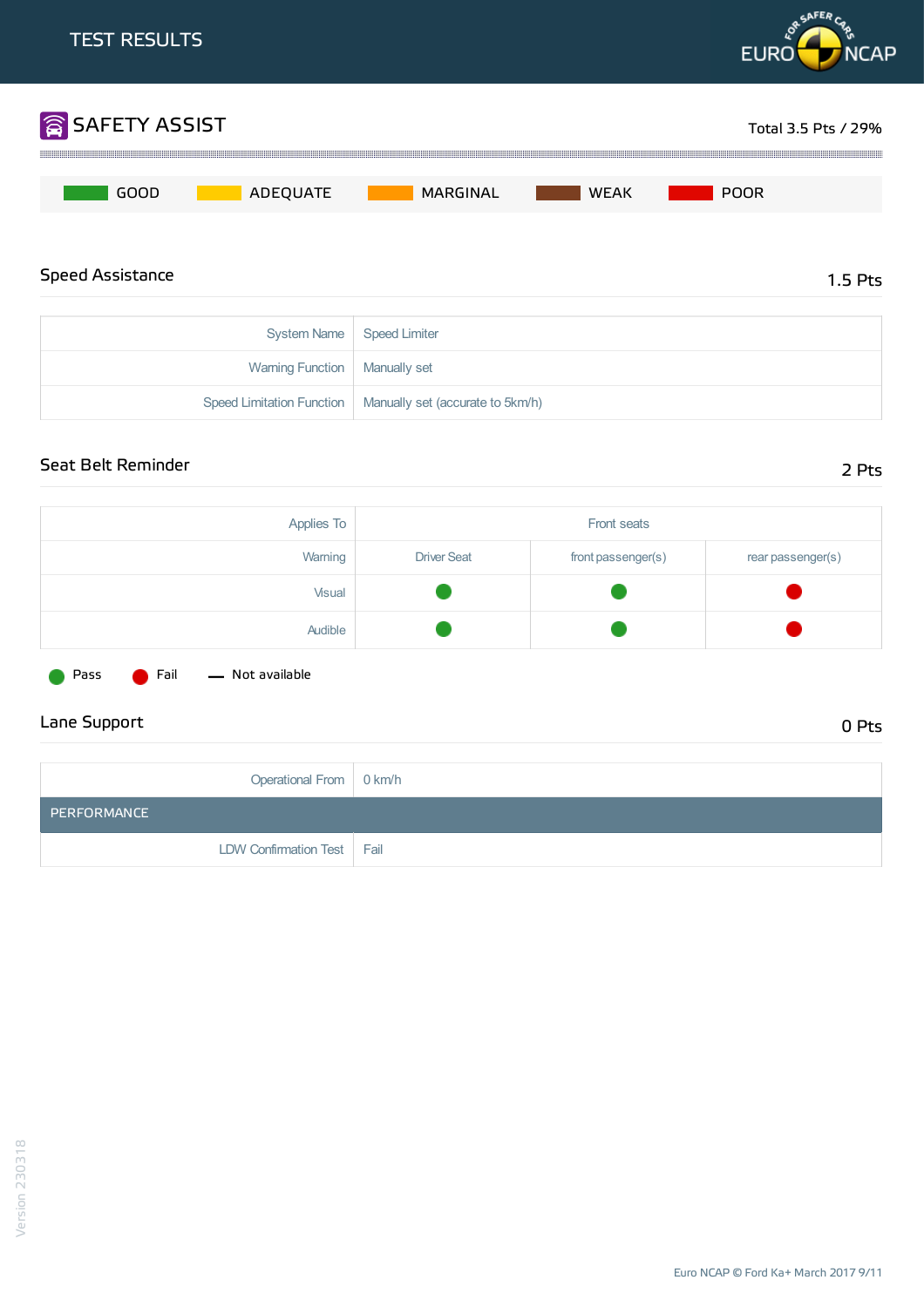# TEST RESULTS

## SAFETY ASSIST

Total 3.5 Pts / 29%

GOOD | ADEQUATE | MARGINAL | WEAK | POOR

### Speed Assistance

1.5 Pts

| | |
|---|---|
| System Name | Speed Limiter |
| Warning Function | Manually set |
| Speed Limitation Function | Manually set (accurate to 5km/h) |

### Seat Belt Reminder

2 Pts

| Applies To | Front seats | | |
|---|---|---|---|
| Warning | Driver Seat | front passenger(s) | rear passenger(s) |
| Visual | Pass | Pass | Fail |
| Audible | Pass | Pass | Fail |

Pass | Fail | — Not available

### Lane Support

0 Pts

| | |
|---|---|
| Operational From | 0 km/h |
| **PERFORMANCE** | |
| LDW Confirmation Test | Fail |

Version 230318

Euro NCAP © Ford Ka+ March 2017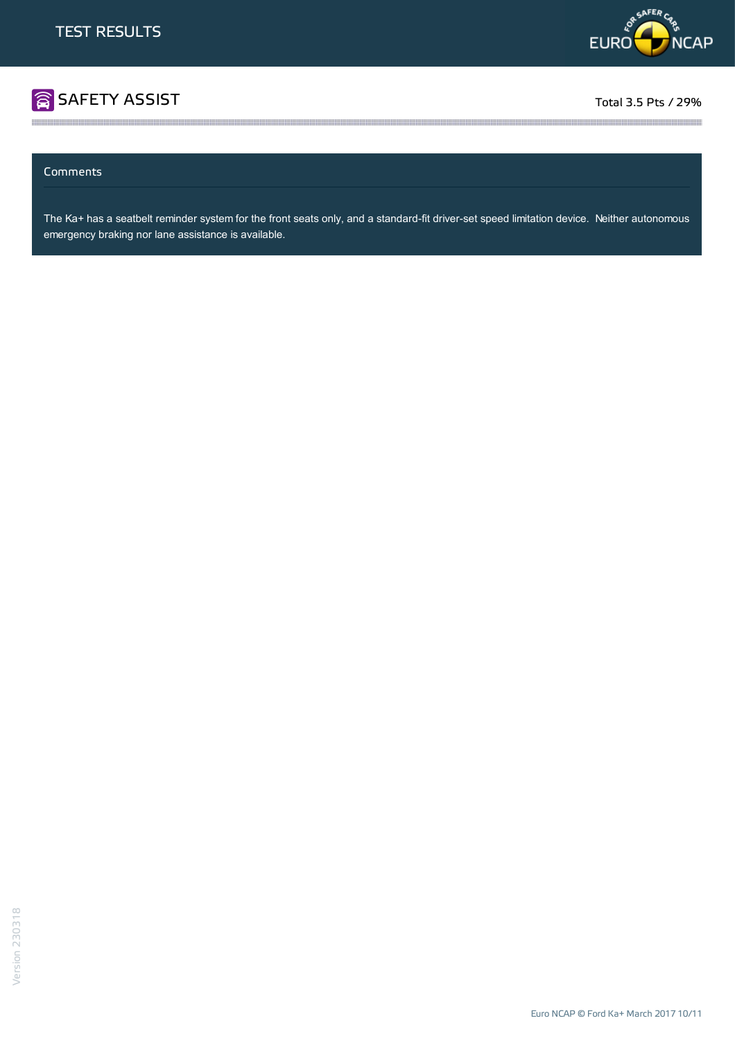# TEST RESULTS

## SAFETY ASSIST

Total 3.5 Pts / 29%

### Comments

The Ka+ has a seatbelt reminder system for the front seats only, and a standard-fit driver-set speed limitation device. Neither autonomous emergency braking nor lane assistance is available.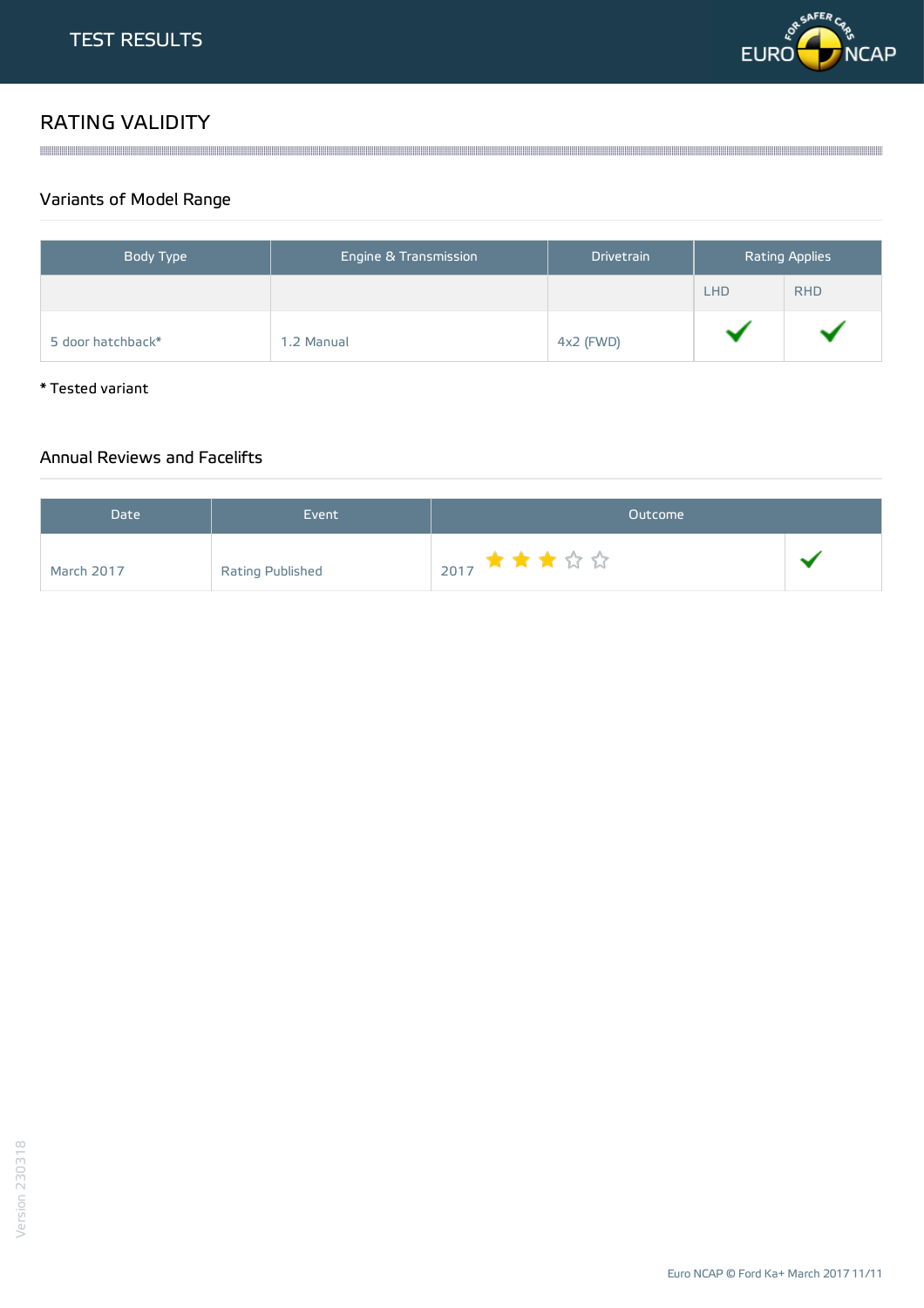# RATING VALIDITY

## Variants of Model Range

| Body Type | Engine & Transmission | Drivetrain | Rating Applies | |
|---|---|---|---|---|
| | | | LHD | RHD |
| 5 door hatchback* | 1.2 Manual | 4x2 (FWD) | ✓ | ✓ |

* Tested variant

## Annual Reviews and Facelifts

| Date | Event | Outcome | |
|---|---|---|---|
| March 2017 | Rating Published | 2017 ★★★☆☆ | ✓ |

Version 230318